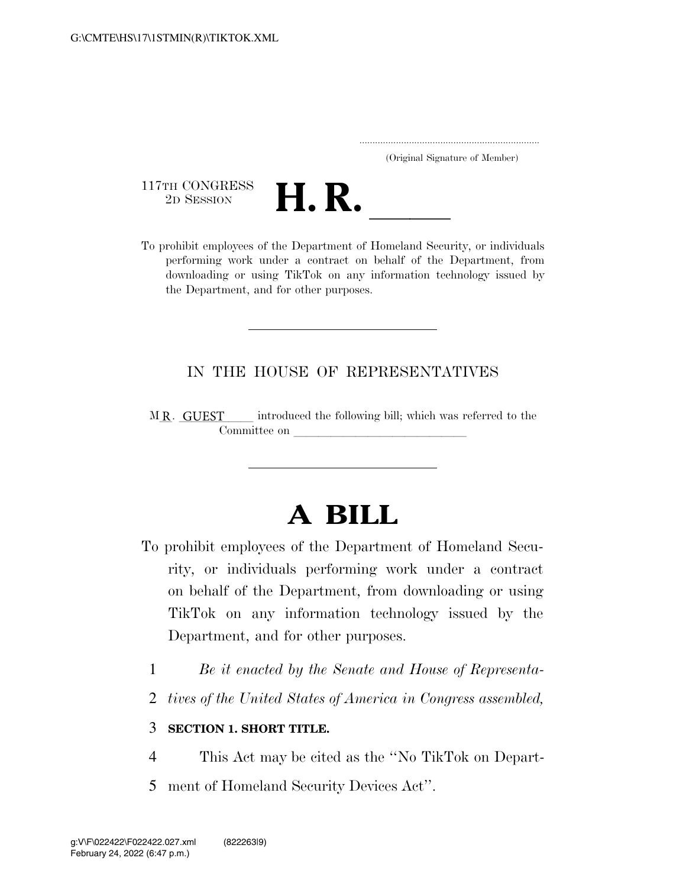(Original Signature of Member)

117TH CONGRESS
2D SESSION

# H. R. ____

To prohibit employees of the Department of Homeland Security, or individuals performing work under a contract on behalf of the Department, from downloading or using TikTok on any information technology issued by the Department, and for other purposes.

---

IN THE HOUSE OF REPRESENTATIVES

MR. GUEST introduced the following bill; which was referred to the Committee on ______________________________

---

# A BILL

To prohibit employees of the Department of Homeland Security, or individuals performing work under a contract on behalf of the Department, from downloading or using TikTok on any information technology issued by the Department, and for other purposes.

1 *Be it enacted by the Senate and House of Representa-*
2 *tives of the United States of America in Congress assembled,*

3 **SECTION 1. SHORT TITLE.**

4 This Act may be cited as the "No TikTok on Depart-
5 ment of Homeland Security Devices Act".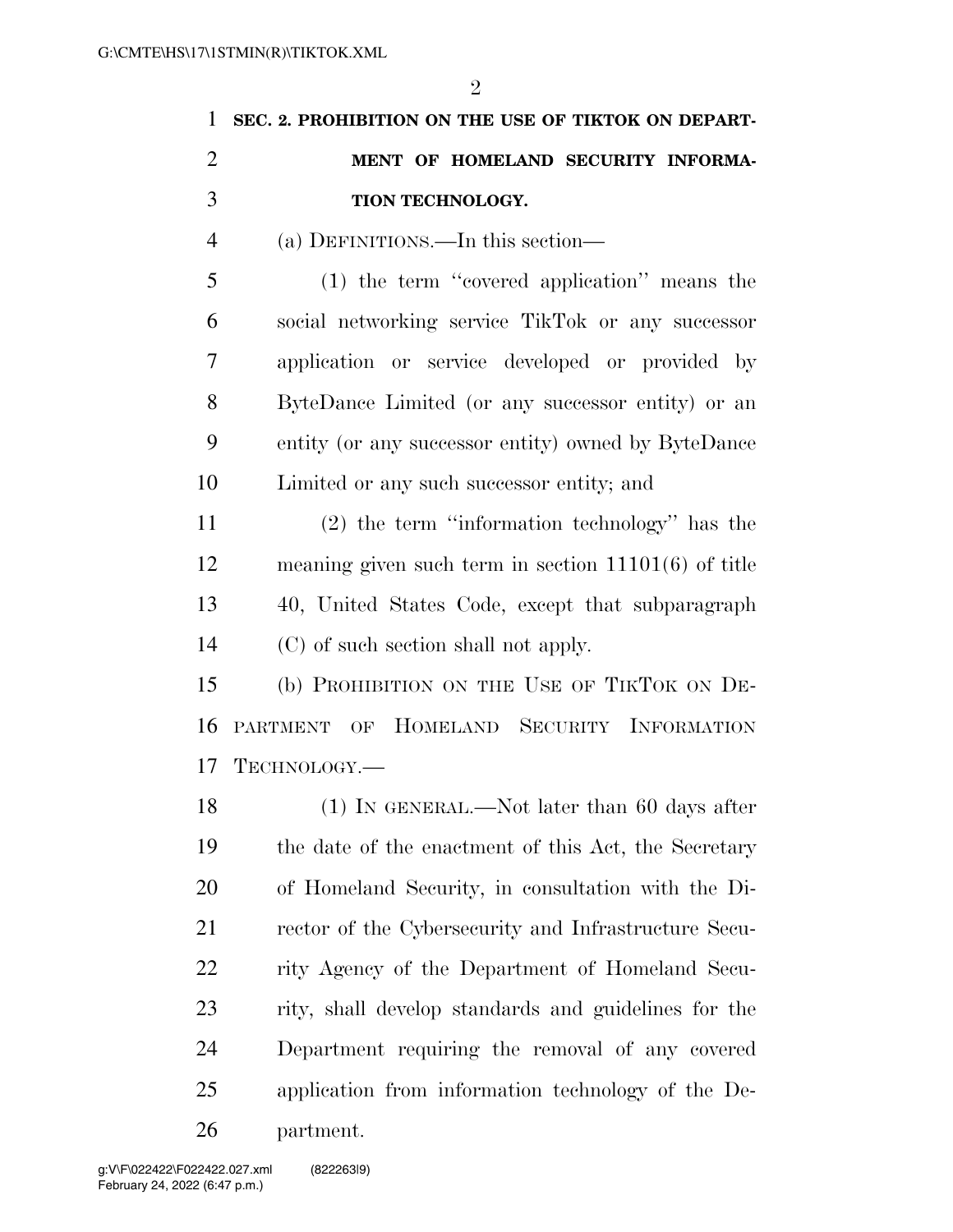## SEC. 2. PROHIBITION ON THE USE OF TIKTOK ON DEPARTMENT OF HOMELAND SECURITY INFORMATION TECHNOLOGY.

(a) DEFINITIONS.—In this section—

(1) the term ''covered application'' means the social networking service TikTok or any successor application or service developed or provided by ByteDance Limited (or any successor entity) or an entity (or any successor entity) owned by ByteDance Limited or any such successor entity; and

(2) the term ''information technology'' has the meaning given such term in section 11101(6) of title 40, United States Code, except that subparagraph (C) of such section shall not apply.

(b) PROHIBITION ON THE USE OF TIKTOK ON DEPARTMENT OF HOMELAND SECURITY INFORMATION TECHNOLOGY.—

(1) IN GENERAL.—Not later than 60 days after the date of the enactment of this Act, the Secretary of Homeland Security, in consultation with the Director of the Cybersecurity and Infrastructure Security Agency of the Department of Homeland Security, shall develop standards and guidelines for the Department requiring the removal of any covered application from information technology of the Department.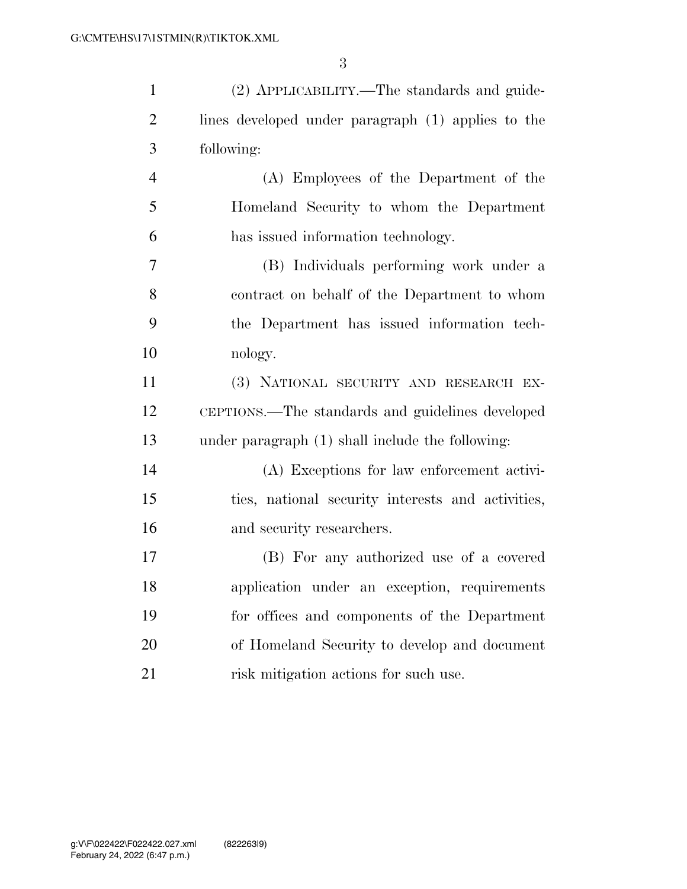(2) APPLICABILITY.—The standards and guidelines developed under paragraph (1) applies to the following:

(A) Employees of the Department of the Homeland Security to whom the Department has issued information technology.

(B) Individuals performing work under a contract on behalf of the Department to whom the Department has issued information technology.

(3) NATIONAL SECURITY AND RESEARCH EXCEPTIONS.—The standards and guidelines developed under paragraph (1) shall include the following:

(A) Exceptions for law enforcement activities, national security interests and activities, and security researchers.

(B) For any authorized use of a covered application under an exception, requirements for offices and components of the Department of Homeland Security to develop and document risk mitigation actions for such use.